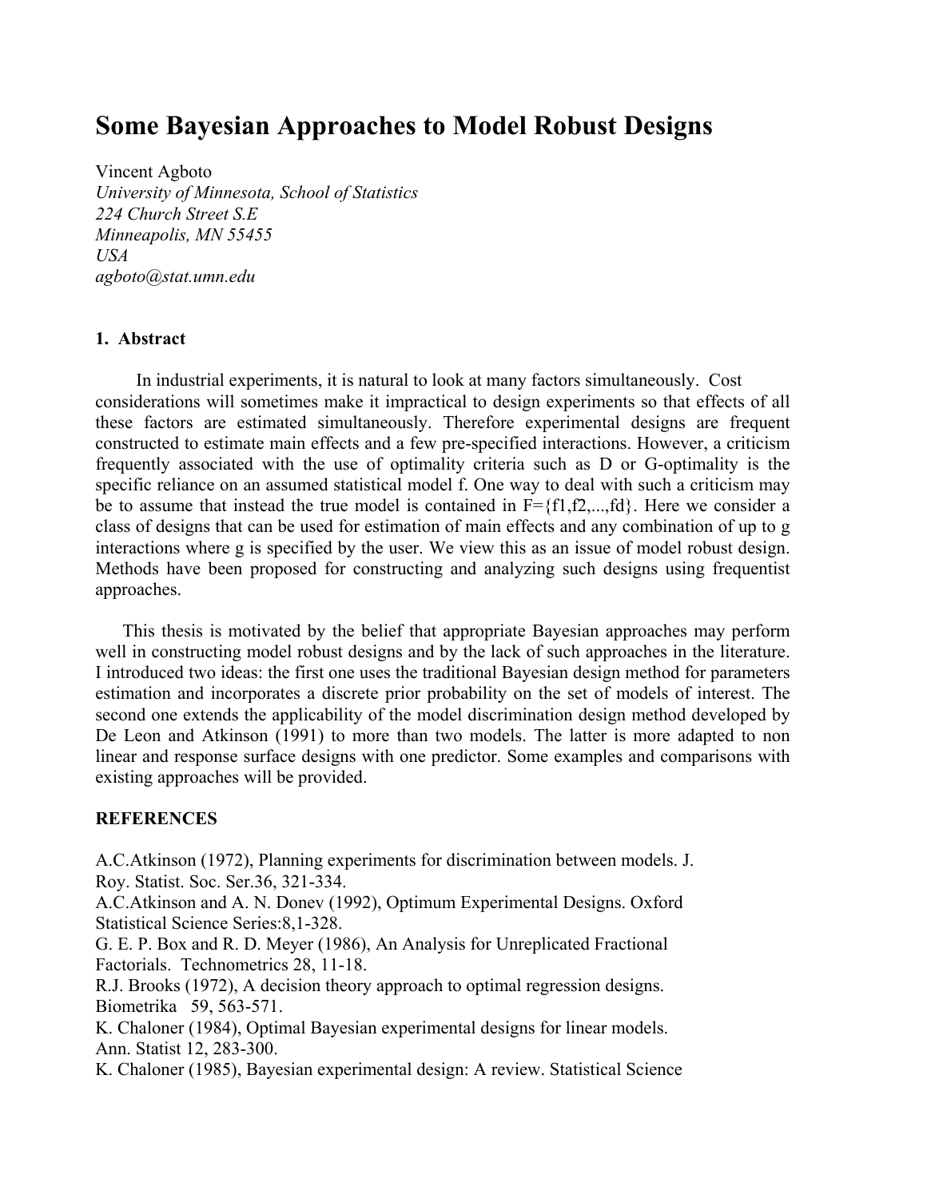# Some Bayesian Approaches to Model Robust Designs

Vincent Agboto
*University of Minnesota, School of Statistics*
*224 Church Street S.E*
*Minneapolis, MN 55455*
*USA*
*agboto@stat.umn.edu*

## 1. Abstract

In industrial experiments, it is natural to look at many factors simultaneously. Cost considerations will sometimes make it impractical to design experiments so that effects of all these factors are estimated simultaneously. Therefore experimental designs are frequent constructed to estimate main effects and a few pre-specified interactions. However, a criticism frequently associated with the use of optimality criteria such as D or G-optimality is the specific reliance on an assumed statistical model f. One way to deal with such a criticism may be to assume that instead the true model is contained in F={f1,f2,...,fd}. Here we consider a class of designs that can be used for estimation of main effects and any combination of up to g interactions where g is specified by the user. We view this as an issue of model robust design. Methods have been proposed for constructing and analyzing such designs using frequentist approaches.

This thesis is motivated by the belief that appropriate Bayesian approaches may perform well in constructing model robust designs and by the lack of such approaches in the literature. I introduced two ideas: the first one uses the traditional Bayesian design method for parameters estimation and incorporates a discrete prior probability on the set of models of interest. The second one extends the applicability of the model discrimination design method developed by De Leon and Atkinson (1991) to more than two models. The latter is more adapted to non linear and response surface designs with one predictor. Some examples and comparisons with existing approaches will be provided.

## REFERENCES

A.C.Atkinson (1972), Planning experiments for discrimination between models. J. Roy. Statist. Soc. Ser.36, 321-334.

A.C.Atkinson and A. N. Donev (1992), Optimum Experimental Designs. Oxford Statistical Science Series:8,1-328.

G. E. P. Box and R. D. Meyer (1986), An Analysis for Unreplicated Fractional Factorials. Technometrics 28, 11-18.

R.J. Brooks (1972), A decision theory approach to optimal regression designs. Biometrika 59, 563-571.

K. Chaloner (1984), Optimal Bayesian experimental designs for linear models. Ann. Statist 12, 283-300.

K. Chaloner (1985), Bayesian experimental design: A review. Statistical Science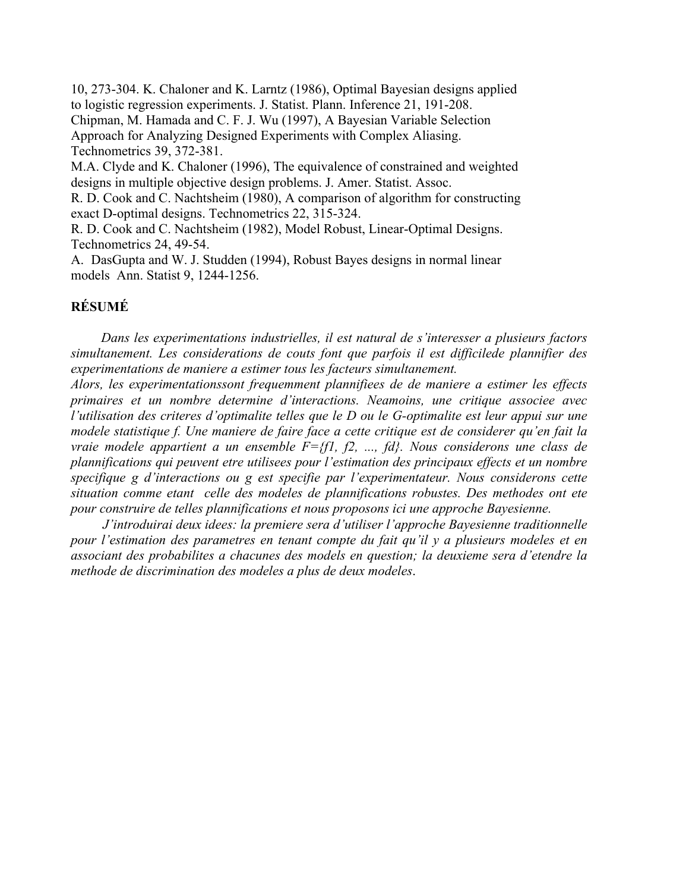10, 273-304. K. Chaloner and K. Larntz (1986), Optimal Bayesian designs applied to logistic regression experiments. J. Statist. Plann. Inference 21, 191-208.
Chipman, M. Hamada and C. F. J. Wu (1997), A Bayesian Variable Selection Approach for Analyzing Designed Experiments with Complex Aliasing. Technometrics 39, 372-381.
M.A. Clyde and K. Chaloner (1996), The equivalence of constrained and weighted designs in multiple objective design problems. J. Amer. Statist. Assoc.
R. D. Cook and C. Nachtsheim (1980), A comparison of algorithm for constructing exact D-optimal designs. Technometrics 22, 315-324.
R. D. Cook and C. Nachtsheim (1982), Model Robust, Linear-Optimal Designs. Technometrics 24, 49-54.
A. DasGupta and W. J. Studden (1994), Robust Bayes designs in normal linear models Ann. Statist 9, 1244-1256.

**RÉSUMÉ**

*Dans les experimentations industrielles, il est natural de s'interesser a plusieurs factors simultanement. Les considerations de couts font que parfois il est difficilede plannifier des experimentations de maniere a estimer tous les facteurs simultanement.*
*Alors, les experimentationssont frequemment plannifiees de de maniere a estimer les effects primaires et un nombre determine d'interactions. Neamoins, une critique associee avec l'utilisation des criteres d'optimalite telles que le D ou le G-optimalite est leur appui sur une modele statistique f. Une maniere de faire face a cette critique est de considerer qu'en fait la vraie modele appartient a un ensemble F={f1, f2, ..., fd}. Nous considerons une class de plannifications qui peuvent etre utilisees pour l'estimation des principaux effects et un nombre specifique g d'interactions ou g est specifie par l'experimentateur. Nous considerons cette situation comme etant celle des modeles de plannifications robustes. Des methodes ont ete pour construire de telles plannifications et nous proposons ici une approche Bayesienne.*

*J'introduirai deux idees: la premiere sera d'utiliser l'approche Bayesienne traditionnelle pour l'estimation des parametres en tenant compte du fait qu'il y a plusieurs modeles et en associant des probabilites a chacunes des models en question; la deuxieme sera d'etendre la methode de discrimination des modeles a plus de deux modeles.*